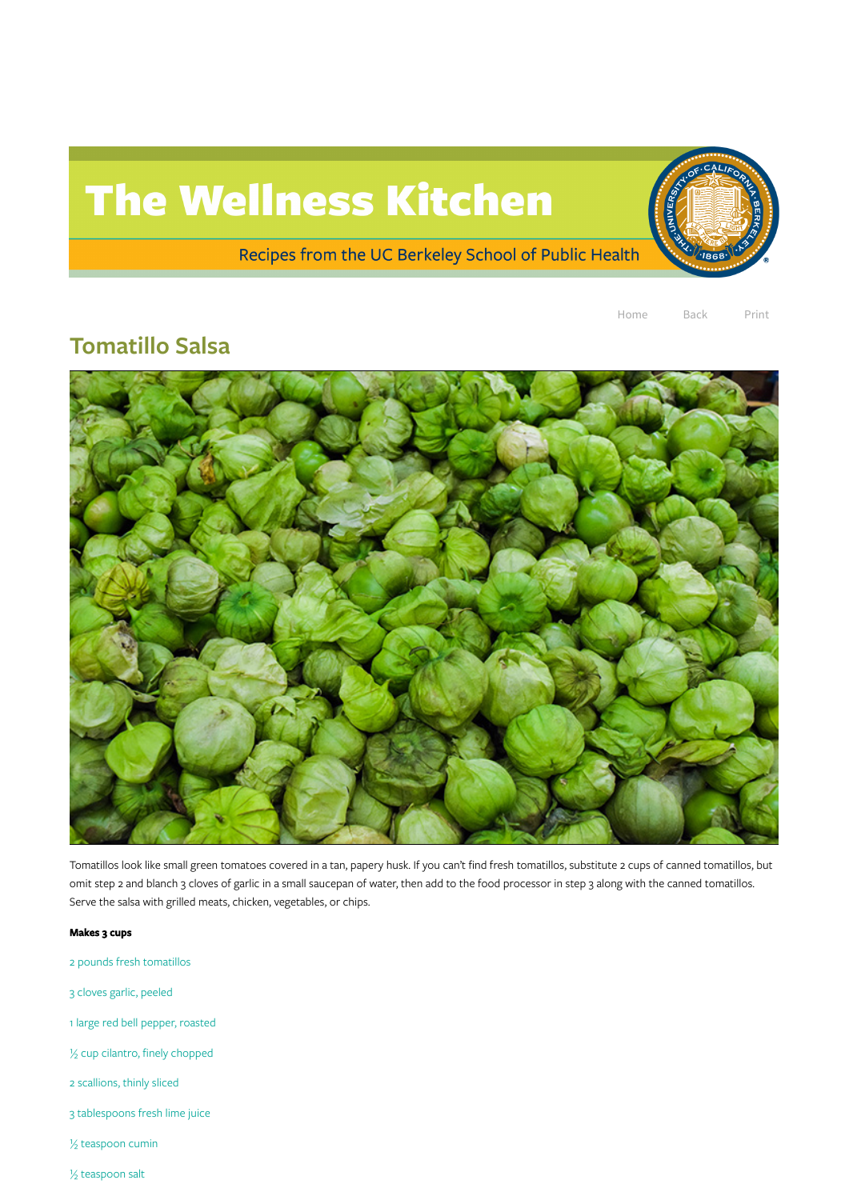# The Wellness Kitchen

Recipes from the UC Berkeley School of Public Health

Home Back Print

## Tomatillo Salsa

Tomatillos look like small green tomatoes covered in a tan, papery husk. If you can't find fresh tomatillos, substitute 2 cups of canned tomatillos, but omit step 2 and blanch 3 cloves of garlic in a small saucepan of water, then add to the food processor in step 3 along with the canned tomatillos. Serve the salsa with grilled meats, chicken, vegetables, or chips.

**Makes 3 cups**

2 pounds fresh tomatillos

3 cloves garlic, peeled

1 large red bell pepper, roasted

½ cup cilantro, finely chopped

2 scallions, thinly sliced

3 tablespoons fresh lime juice

½ teaspoon cumin

½ teaspoon salt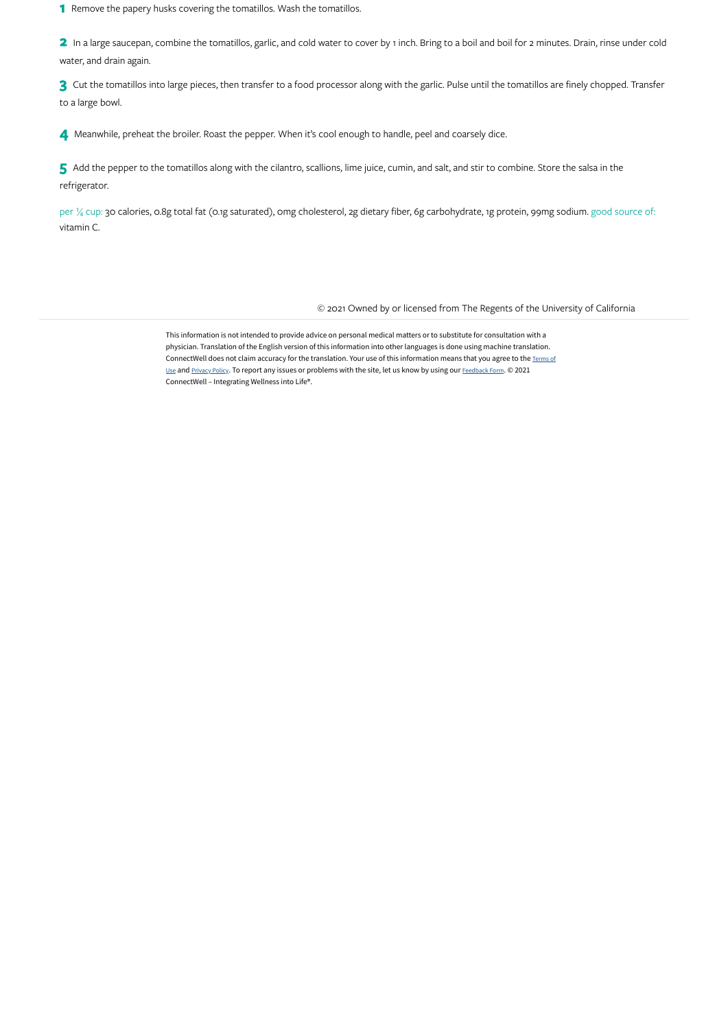1. Remove the papery husks covering the tomatillos. Wash the tomatillos.

2. In a large saucepan, combine the tomatillos, garlic, and cold water to cover by 1 inch. Bring to a boil and boil for 2 minutes. Drain, rinse under cold water, and drain again.

3. Cut the tomatillos into large pieces, then transfer to a food processor along with the garlic. Pulse until the tomatillos are finely chopped. Transfer to a large bowl.

4. Meanwhile, preheat the broiler. Roast the pepper. When it's cool enough to handle, peel and coarsely dice.

5. Add the pepper to the tomatillos along with the cilantro, scallions, lime juice, cumin, and salt, and stir to combine. Store the salsa in the refrigerator.

per ¼ cup: 30 calories, 0.8g total fat (0.1g saturated), 0mg cholesterol, 2g dietary fiber, 6g carbohydrate, 1g protein, 99mg sodium. good source of: vitamin C.

© 2021 Owned by or licensed from The Regents of the University of California

This information is not intended to provide advice on personal medical matters or to substitute for consultation with a physician. Translation of the English version of this information into other languages is done using machine translation. ConnectWell does not claim accuracy for the translation. Your use of this information means that you agree to the Terms of Use and Privacy Policy. To report any issues or problems with the site, let us know by using our Feedback Form. © 2021 ConnectWell – Integrating Wellness into Life®.